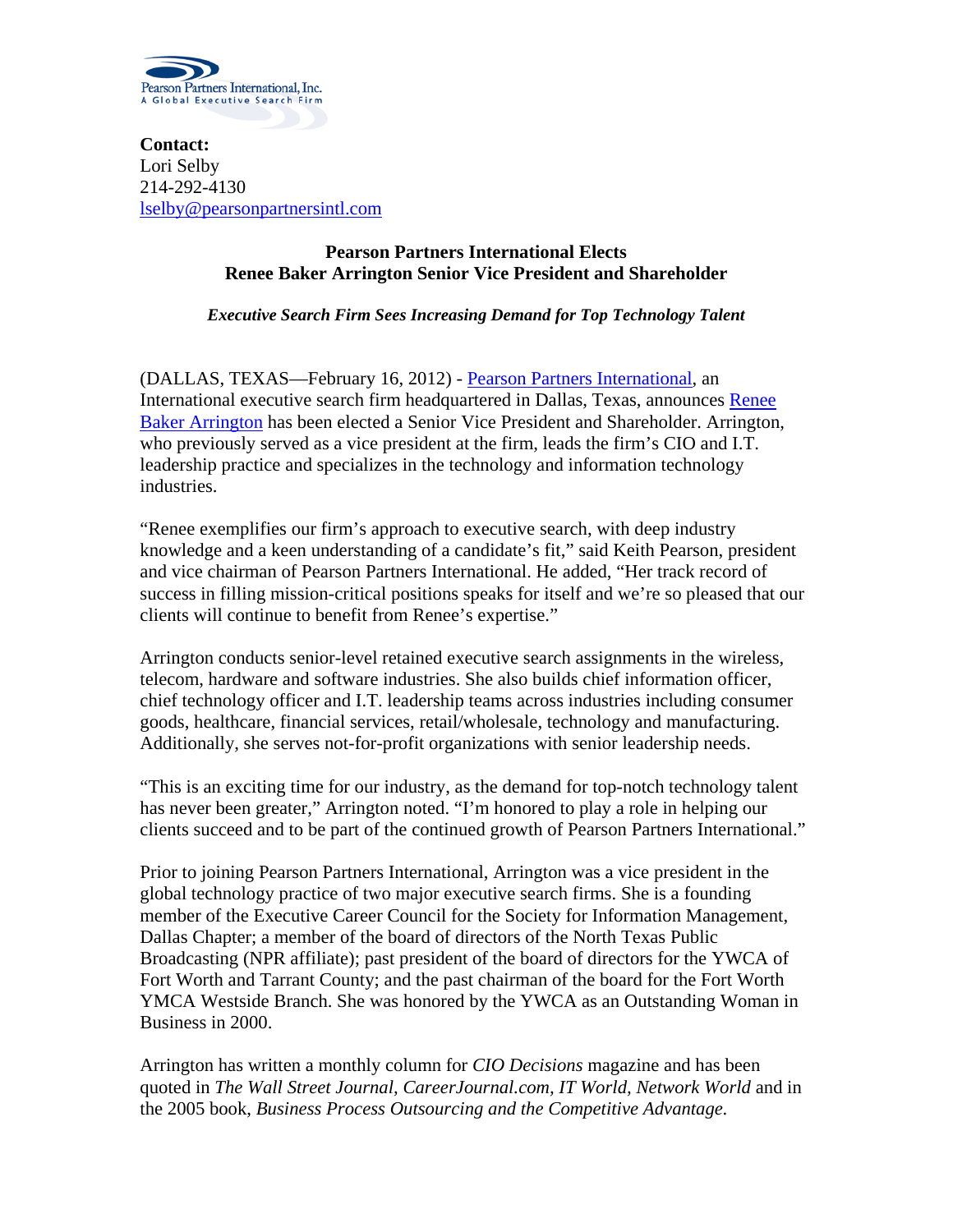Pearson Partners International, Inc.
A Global Executive Search Firm

**Contact:**
Lori Selby
214-292-4130
lselby@pearsonpartnersintl.com

## Pearson Partners International Elects Renee Baker Arrington Senior Vice President and Shareholder

***Executive Search Firm Sees Increasing Demand for Top Technology Talent***

(DALLAS, TEXAS—February 16, 2012) - Pearson Partners International, an International executive search firm headquartered in Dallas, Texas, announces Renee Baker Arrington has been elected a Senior Vice President and Shareholder. Arrington, who previously served as a vice president at the firm, leads the firm's CIO and I.T. leadership practice and specializes in the technology and information technology industries.

"Renee exemplifies our firm's approach to executive search, with deep industry knowledge and a keen understanding of a candidate's fit," said Keith Pearson, president and vice chairman of Pearson Partners International. He added, "Her track record of success in filling mission-critical positions speaks for itself and we're so pleased that our clients will continue to benefit from Renee's expertise."

Arrington conducts senior-level retained executive search assignments in the wireless, telecom, hardware and software industries. She also builds chief information officer, chief technology officer and I.T. leadership teams across industries including consumer goods, healthcare, financial services, retail/wholesale, technology and manufacturing. Additionally, she serves not-for-profit organizations with senior leadership needs.

"This is an exciting time for our industry, as the demand for top-notch technology talent has never been greater," Arrington noted. "I'm honored to play a role in helping our clients succeed and to be part of the continued growth of Pearson Partners International."

Prior to joining Pearson Partners International, Arrington was a vice president in the global technology practice of two major executive search firms. She is a founding member of the Executive Career Council for the Society for Information Management, Dallas Chapter; a member of the board of directors of the North Texas Public Broadcasting (NPR affiliate); past president of the board of directors for the YWCA of Fort Worth and Tarrant County; and the past chairman of the board for the Fort Worth YMCA Westside Branch. She was honored by the YWCA as an Outstanding Woman in Business in 2000.

Arrington has written a monthly column for *CIO Decisions* magazine and has been quoted in *The Wall Street Journal, CareerJournal.com, IT World, Network World* and in the 2005 book, *Business Process Outsourcing and the Competitive Advantage.*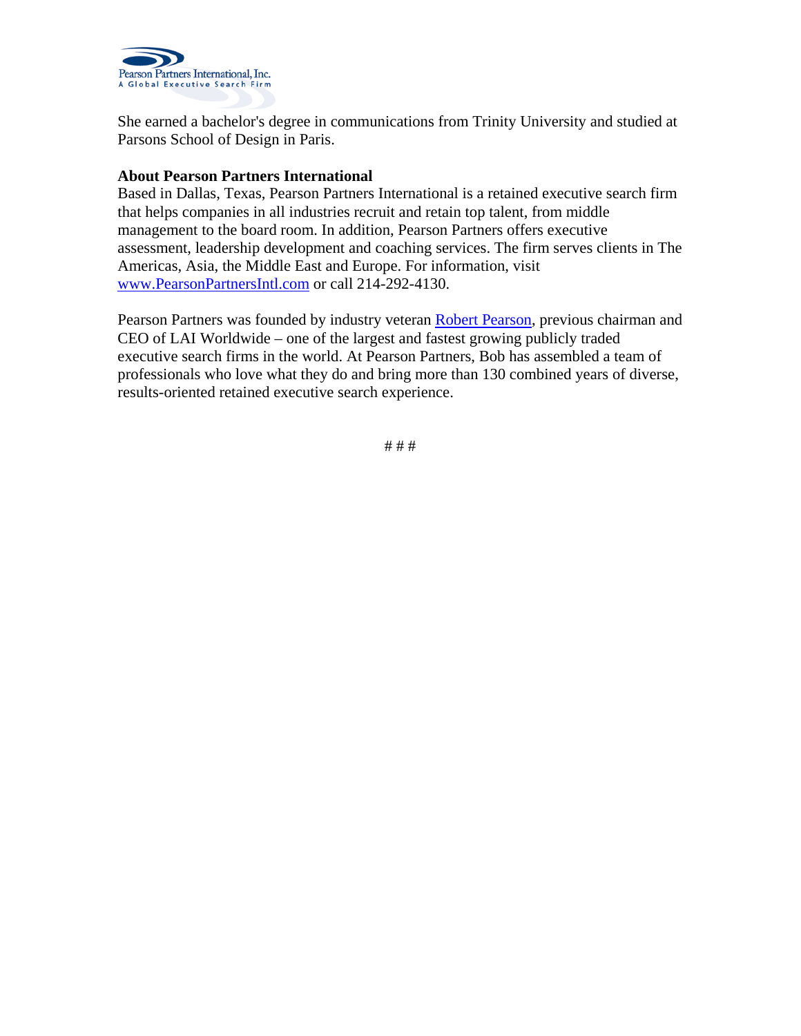She earned a bachelor's degree in communications from Trinity University and studied at Parsons School of Design in Paris.

**About Pearson Partners International**
Based in Dallas, Texas, Pearson Partners International is a retained executive search firm that helps companies in all industries recruit and retain top talent, from middle management to the board room. In addition, Pearson Partners offers executive assessment, leadership development and coaching services. The firm serves clients in The Americas, Asia, the Middle East and Europe. For information, visit www.PearsonPartnersIntl.com or call 214-292-4130.

Pearson Partners was founded by industry veteran Robert Pearson, previous chairman and CEO of LAI Worldwide – one of the largest and fastest growing publicly traded executive search firms in the world. At Pearson Partners, Bob has assembled a team of professionals who love what they do and bring more than 130 combined years of diverse, results-oriented retained executive search experience.

# # #